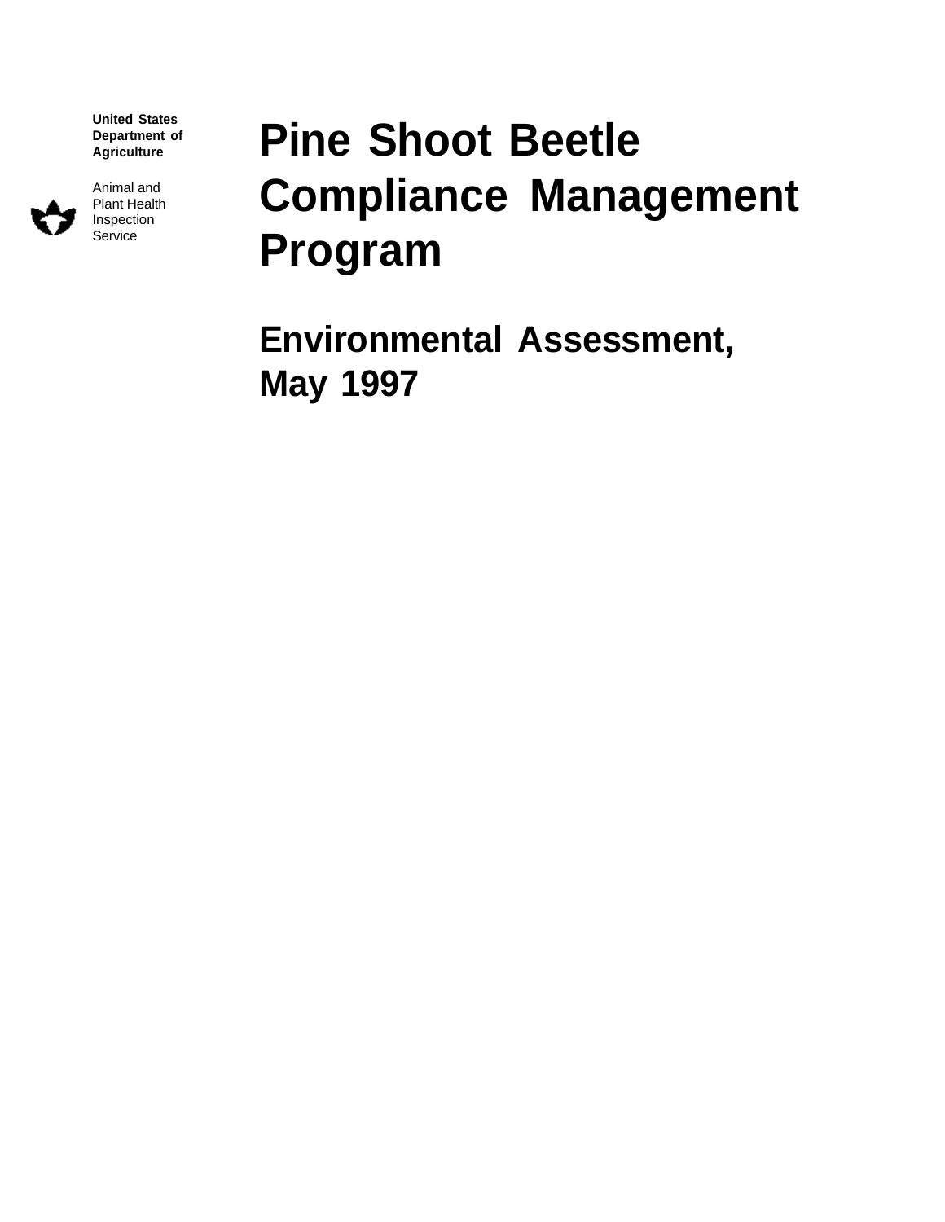United States Department of Agriculture

Animal and Plant Health Inspection Service

# Pine Shoot Beetle Compliance Management Program

## Environmental Assessment, May 1997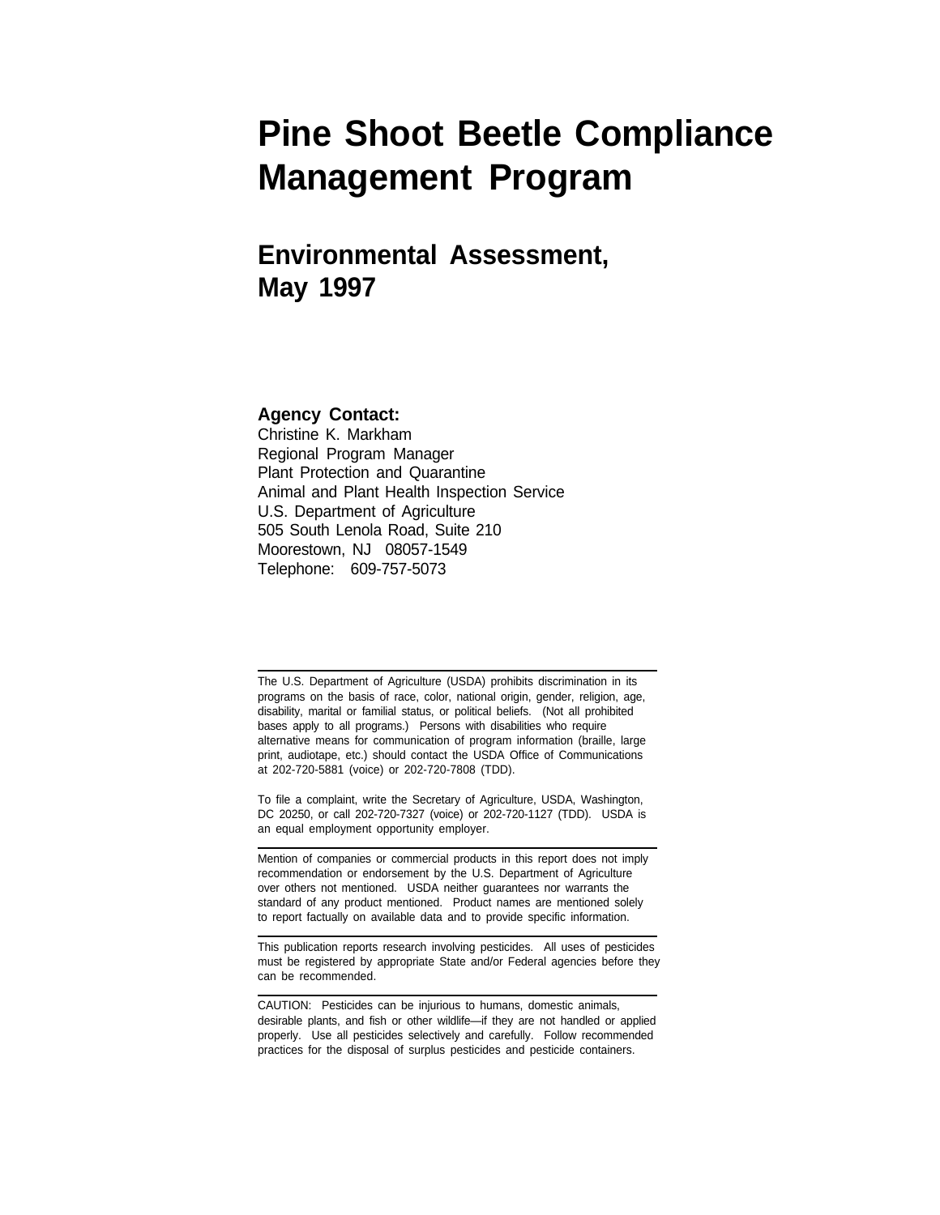# Pine Shoot Beetle Compliance Management Program

## Environmental Assessment, May 1997

**Agency Contact:**
Christine K. Markham
Regional Program Manager
Plant Protection and Quarantine
Animal and Plant Health Inspection Service
U.S. Department of Agriculture
505 South Lenola Road, Suite 210
Moorestown, NJ 08057-1549
Telephone: 609-757-5073

---

The U.S. Department of Agriculture (USDA) prohibits discrimination in its programs on the basis of race, color, national origin, gender, religion, age, disability, marital or familial status, or political beliefs. (Not all prohibited bases apply to all programs.) Persons with disabilities who require alternative means for communication of program information (braille, large print, audiotape, etc.) should contact the USDA Office of Communications at 202-720-5881 (voice) or 202-720-7808 (TDD).

To file a complaint, write the Secretary of Agriculture, USDA, Washington, DC 20250, or call 202-720-7327 (voice) or 202-720-1127 (TDD). USDA is an equal employment opportunity employer.

---

Mention of companies or commercial products in this report does not imply recommendation or endorsement by the U.S. Department of Agriculture over others not mentioned. USDA neither guarantees nor warrants the standard of any product mentioned. Product names are mentioned solely to report factually on available data and to provide specific information.

---

This publication reports research involving pesticides. All uses of pesticides must be registered by appropriate State and/or Federal agencies before they can be recommended.

---

CAUTION: Pesticides can be injurious to humans, domestic animals, desirable plants, and fish or other wildlife—if they are not handled or applied properly. Use all pesticides selectively and carefully. Follow recommended practices for the disposal of surplus pesticides and pesticide containers.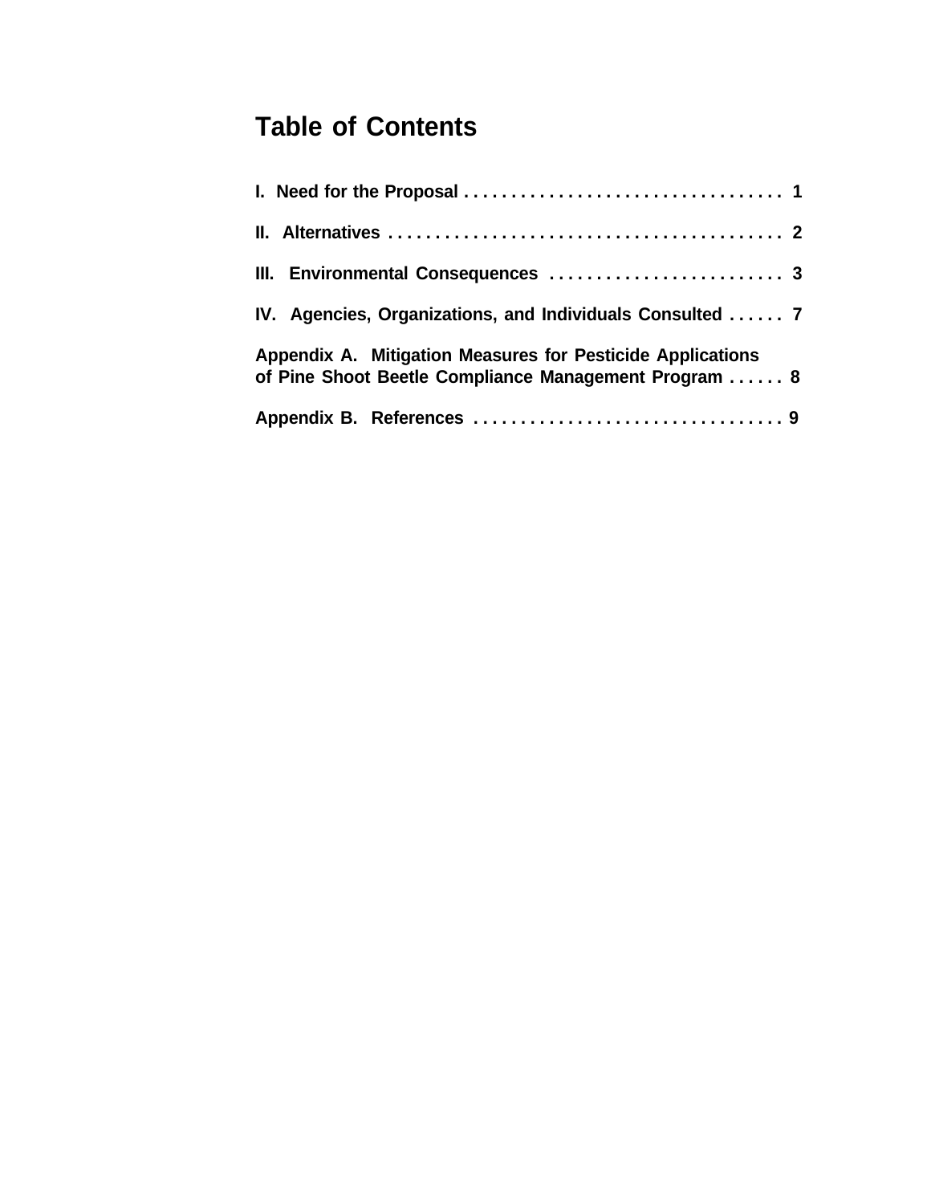# Table of Contents

I. Need for the Proposal . . . . . . . . . . . . . . . . . . . . . . . . . . . . . . . . . . . 1

II. Alternatives . . . . . . . . . . . . . . . . . . . . . . . . . . . . . . . . . . . . . . . . . . 2

III. Environmental Consequences . . . . . . . . . . . . . . . . . . . . . . . . . 3

IV. Agencies, Organizations, and Individuals Consulted . . . . . . 7

Appendix A. Mitigation Measures for Pesticide Applications of Pine Shoot Beetle Compliance Management Program . . . . . . 8

Appendix B. References . . . . . . . . . . . . . . . . . . . . . . . . . . . . . . . . . 9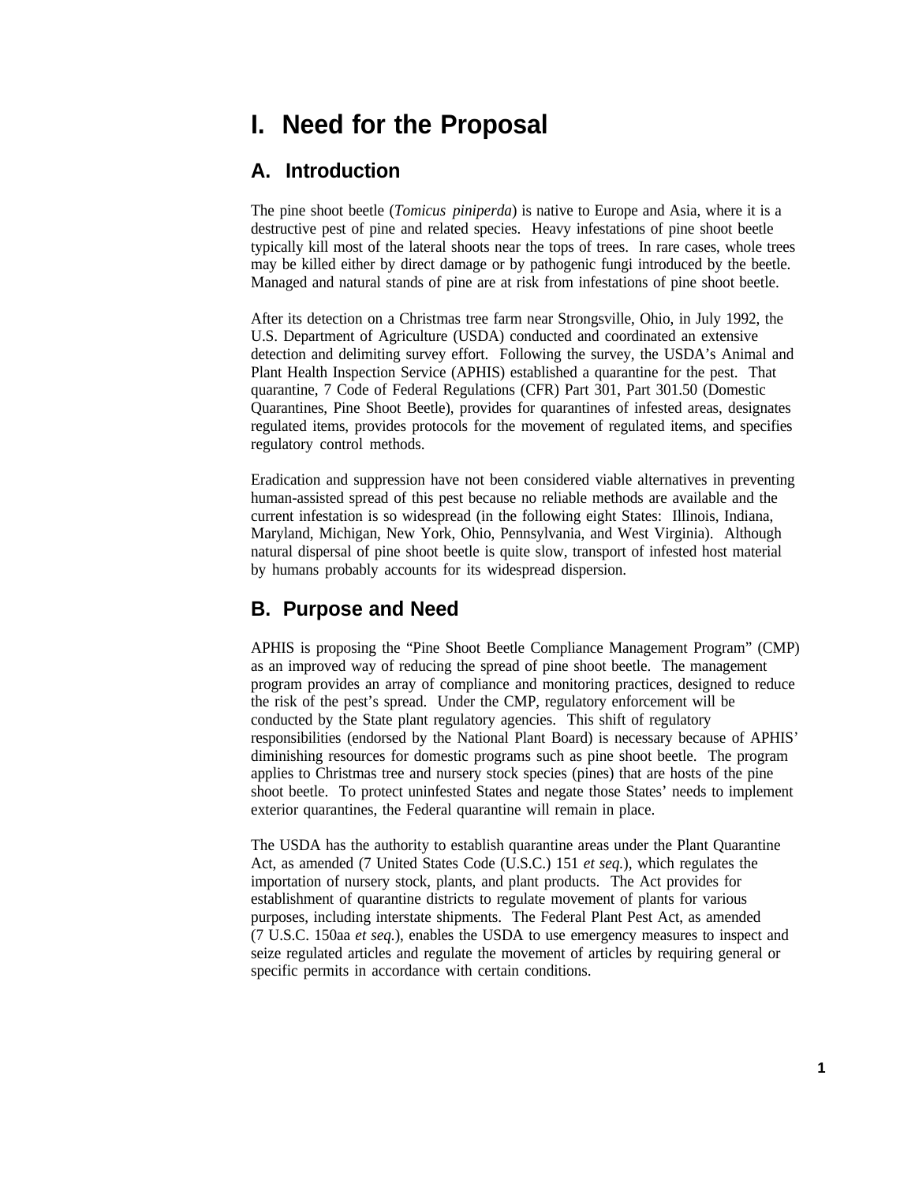# I. Need for the Proposal

## A. Introduction

The pine shoot beetle (*Tomicus piniperda*) is native to Europe and Asia, where it is a destructive pest of pine and related species. Heavy infestations of pine shoot beetle typically kill most of the lateral shoots near the tops of trees. In rare cases, whole trees may be killed either by direct damage or by pathogenic fungi introduced by the beetle. Managed and natural stands of pine are at risk from infestations of pine shoot beetle.

After its detection on a Christmas tree farm near Strongsville, Ohio, in July 1992, the U.S. Department of Agriculture (USDA) conducted and coordinated an extensive detection and delimiting survey effort. Following the survey, the USDA's Animal and Plant Health Inspection Service (APHIS) established a quarantine for the pest. That quarantine, 7 Code of Federal Regulations (CFR) Part 301, Part 301.50 (Domestic Quarantines, Pine Shoot Beetle), provides for quarantines of infested areas, designates regulated items, provides protocols for the movement of regulated items, and specifies regulatory control methods.

Eradication and suppression have not been considered viable alternatives in preventing human-assisted spread of this pest because no reliable methods are available and the current infestation is so widespread (in the following eight States: Illinois, Indiana, Maryland, Michigan, New York, Ohio, Pennsylvania, and West Virginia). Although natural dispersal of pine shoot beetle is quite slow, transport of infested host material by humans probably accounts for its widespread dispersion.

## B. Purpose and Need

APHIS is proposing the "Pine Shoot Beetle Compliance Management Program" (CMP) as an improved way of reducing the spread of pine shoot beetle. The management program provides an array of compliance and monitoring practices, designed to reduce the risk of the pest's spread. Under the CMP, regulatory enforcement will be conducted by the State plant regulatory agencies. This shift of regulatory responsibilities (endorsed by the National Plant Board) is necessary because of APHIS' diminishing resources for domestic programs such as pine shoot beetle. The program applies to Christmas tree and nursery stock species (pines) that are hosts of the pine shoot beetle. To protect uninfested States and negate those States' needs to implement exterior quarantines, the Federal quarantine will remain in place.

The USDA has the authority to establish quarantine areas under the Plant Quarantine Act, as amended (7 United States Code (U.S.C.) 151 *et seq.*), which regulates the importation of nursery stock, plants, and plant products. The Act provides for establishment of quarantine districts to regulate movement of plants for various purposes, including interstate shipments. The Federal Plant Pest Act, as amended (7 U.S.C. 150aa *et seq.*), enables the USDA to use emergency measures to inspect and seize regulated articles and regulate the movement of articles by requiring general or specific permits in accordance with certain conditions.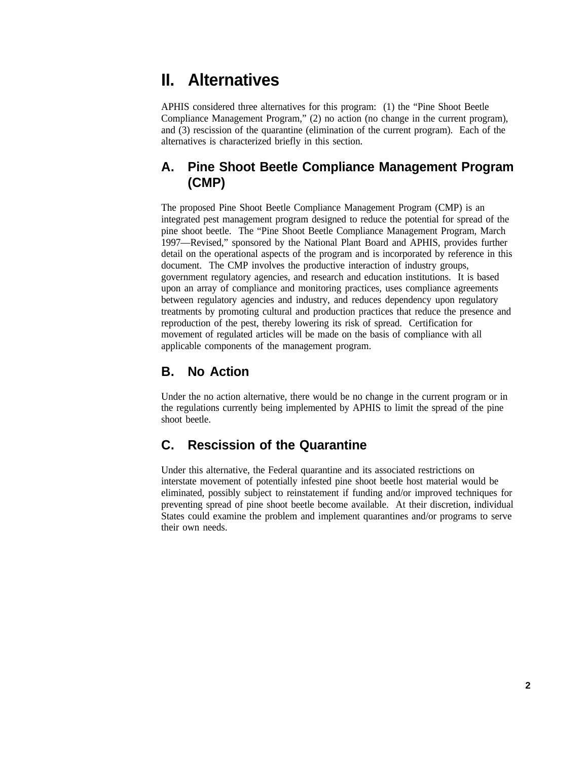# II. Alternatives

APHIS considered three alternatives for this program: (1) the "Pine Shoot Beetle Compliance Management Program," (2) no action (no change in the current program), and (3) rescission of the quarantine (elimination of the current program). Each of the alternatives is characterized briefly in this section.

## A. Pine Shoot Beetle Compliance Management Program (CMP)

The proposed Pine Shoot Beetle Compliance Management Program (CMP) is an integrated pest management program designed to reduce the potential for spread of the pine shoot beetle. The "Pine Shoot Beetle Compliance Management Program, March 1997—Revised," sponsored by the National Plant Board and APHIS, provides further detail on the operational aspects of the program and is incorporated by reference in this document. The CMP involves the productive interaction of industry groups, government regulatory agencies, and research and education institutions. It is based upon an array of compliance and monitoring practices, uses compliance agreements between regulatory agencies and industry, and reduces dependency upon regulatory treatments by promoting cultural and production practices that reduce the presence and reproduction of the pest, thereby lowering its risk of spread. Certification for movement of regulated articles will be made on the basis of compliance with all applicable components of the management program.

## B. No Action

Under the no action alternative, there would be no change in the current program or in the regulations currently being implemented by APHIS to limit the spread of the pine shoot beetle.

## C. Rescission of the Quarantine

Under this alternative, the Federal quarantine and its associated restrictions on interstate movement of potentially infested pine shoot beetle host material would be eliminated, possibly subject to reinstatement if funding and/or improved techniques for preventing spread of pine shoot beetle become available. At their discretion, individual States could examine the problem and implement quarantines and/or programs to serve their own needs.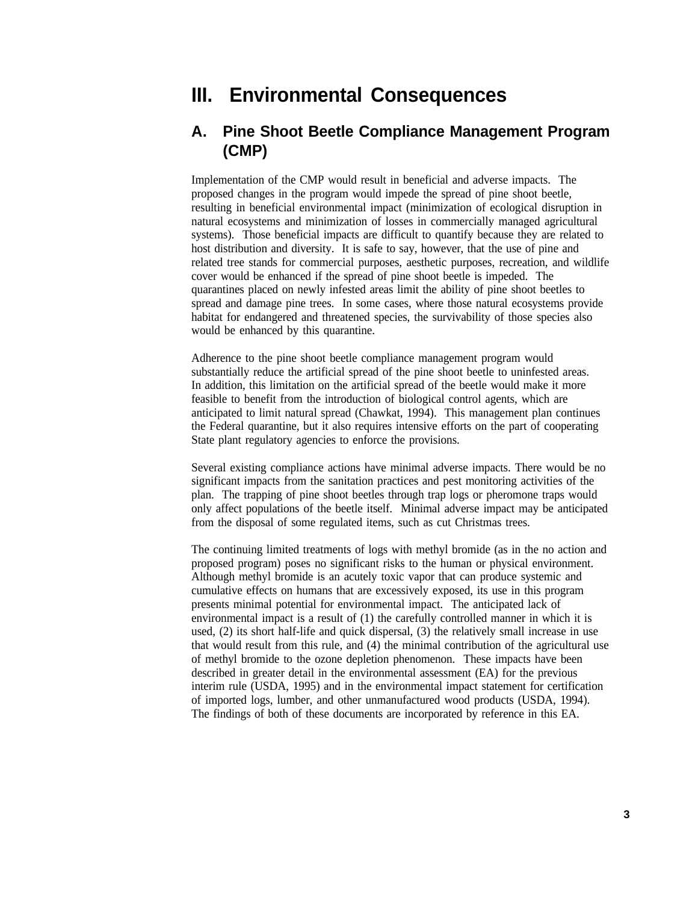# III. Environmental Consequences

## A. Pine Shoot Beetle Compliance Management Program (CMP)

Implementation of the CMP would result in beneficial and adverse impacts. The proposed changes in the program would impede the spread of pine shoot beetle, resulting in beneficial environmental impact (minimization of ecological disruption in natural ecosystems and minimization of losses in commercially managed agricultural systems). Those beneficial impacts are difficult to quantify because they are related to host distribution and diversity. It is safe to say, however, that the use of pine and related tree stands for commercial purposes, aesthetic purposes, recreation, and wildlife cover would be enhanced if the spread of pine shoot beetle is impeded. The quarantines placed on newly infested areas limit the ability of pine shoot beetles to spread and damage pine trees. In some cases, where those natural ecosystems provide habitat for endangered and threatened species, the survivability of those species also would be enhanced by this quarantine.

Adherence to the pine shoot beetle compliance management program would substantially reduce the artificial spread of the pine shoot beetle to uninfested areas. In addition, this limitation on the artificial spread of the beetle would make it more feasible to benefit from the introduction of biological control agents, which are anticipated to limit natural spread (Chawkat, 1994). This management plan continues the Federal quarantine, but it also requires intensive efforts on the part of cooperating State plant regulatory agencies to enforce the provisions.

Several existing compliance actions have minimal adverse impacts. There would be no significant impacts from the sanitation practices and pest monitoring activities of the plan. The trapping of pine shoot beetles through trap logs or pheromone traps would only affect populations of the beetle itself. Minimal adverse impact may be anticipated from the disposal of some regulated items, such as cut Christmas trees.

The continuing limited treatments of logs with methyl bromide (as in the no action and proposed program) poses no significant risks to the human or physical environment. Although methyl bromide is an acutely toxic vapor that can produce systemic and cumulative effects on humans that are excessively exposed, its use in this program presents minimal potential for environmental impact. The anticipated lack of environmental impact is a result of (1) the carefully controlled manner in which it is used, (2) its short half-life and quick dispersal, (3) the relatively small increase in use that would result from this rule, and (4) the minimal contribution of the agricultural use of methyl bromide to the ozone depletion phenomenon. These impacts have been described in greater detail in the environmental assessment (EA) for the previous interim rule (USDA, 1995) and in the environmental impact statement for certification of imported logs, lumber, and other unmanufactured wood products (USDA, 1994). The findings of both of these documents are incorporated by reference in this EA.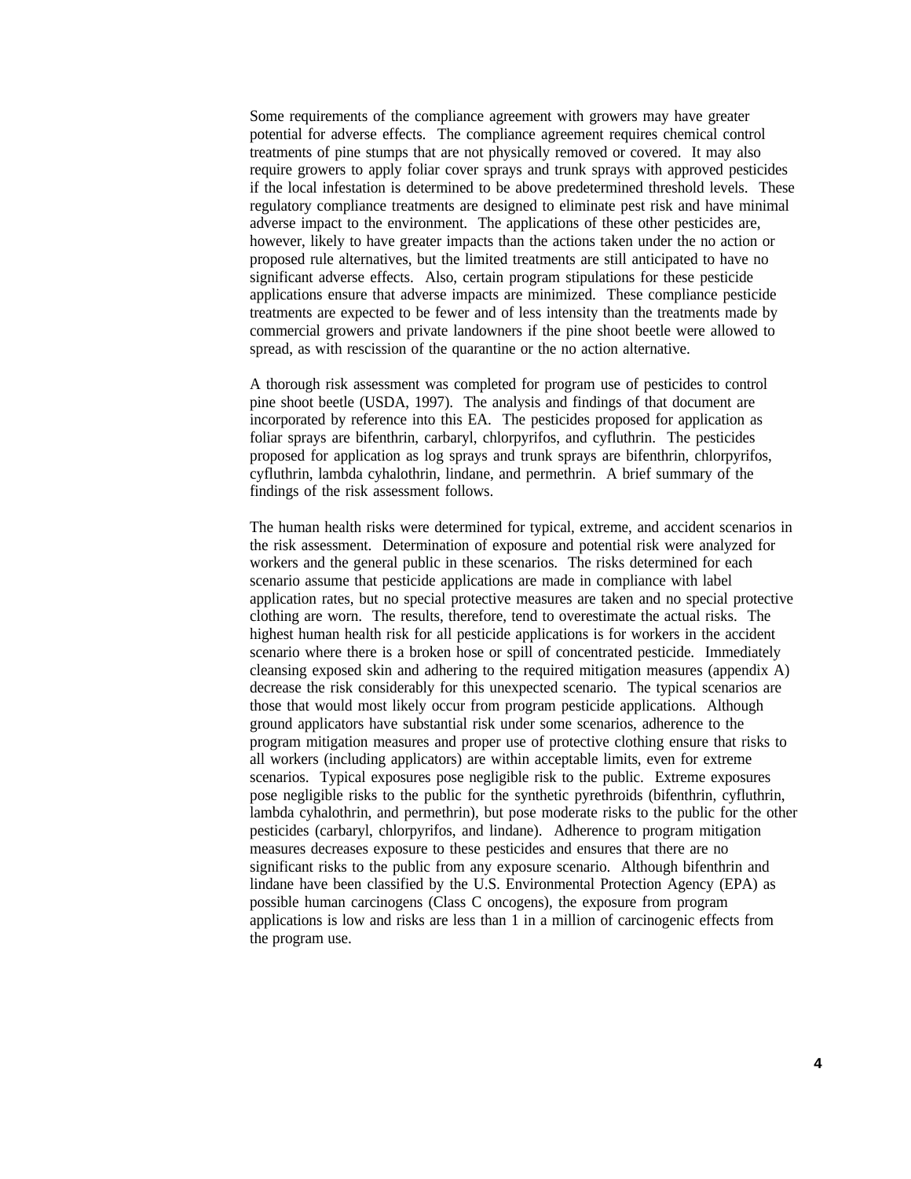Some requirements of the compliance agreement with growers may have greater potential for adverse effects. The compliance agreement requires chemical control treatments of pine stumps that are not physically removed or covered. It may also require growers to apply foliar cover sprays and trunk sprays with approved pesticides if the local infestation is determined to be above predetermined threshold levels. These regulatory compliance treatments are designed to eliminate pest risk and have minimal adverse impact to the environment. The applications of these other pesticides are, however, likely to have greater impacts than the actions taken under the no action or proposed rule alternatives, but the limited treatments are still anticipated to have no significant adverse effects. Also, certain program stipulations for these pesticide applications ensure that adverse impacts are minimized. These compliance pesticide treatments are expected to be fewer and of less intensity than the treatments made by commercial growers and private landowners if the pine shoot beetle were allowed to spread, as with rescission of the quarantine or the no action alternative.

A thorough risk assessment was completed for program use of pesticides to control pine shoot beetle (USDA, 1997). The analysis and findings of that document are incorporated by reference into this EA. The pesticides proposed for application as foliar sprays are bifenthrin, carbaryl, chlorpyrifos, and cyfluthrin. The pesticides proposed for application as log sprays and trunk sprays are bifenthrin, chlorpyrifos, cyfluthrin, lambda cyhalothrin, lindane, and permethrin. A brief summary of the findings of the risk assessment follows.

The human health risks were determined for typical, extreme, and accident scenarios in the risk assessment. Determination of exposure and potential risk were analyzed for workers and the general public in these scenarios. The risks determined for each scenario assume that pesticide applications are made in compliance with label application rates, but no special protective measures are taken and no special protective clothing are worn. The results, therefore, tend to overestimate the actual risks. The highest human health risk for all pesticide applications is for workers in the accident scenario where there is a broken hose or spill of concentrated pesticide. Immediately cleansing exposed skin and adhering to the required mitigation measures (appendix A) decrease the risk considerably for this unexpected scenario. The typical scenarios are those that would most likely occur from program pesticide applications. Although ground applicators have substantial risk under some scenarios, adherence to the program mitigation measures and proper use of protective clothing ensure that risks to all workers (including applicators) are within acceptable limits, even for extreme scenarios. Typical exposures pose negligible risk to the public. Extreme exposures pose negligible risks to the public for the synthetic pyrethroids (bifenthrin, cyfluthrin, lambda cyhalothrin, and permethrin), but pose moderate risks to the public for the other pesticides (carbaryl, chlorpyrifos, and lindane). Adherence to program mitigation measures decreases exposure to these pesticides and ensures that there are no significant risks to the public from any exposure scenario. Although bifenthrin and lindane have been classified by the U.S. Environmental Protection Agency (EPA) as possible human carcinogens (Class C oncogens), the exposure from program applications is low and risks are less than 1 in a million of carcinogenic effects from the program use.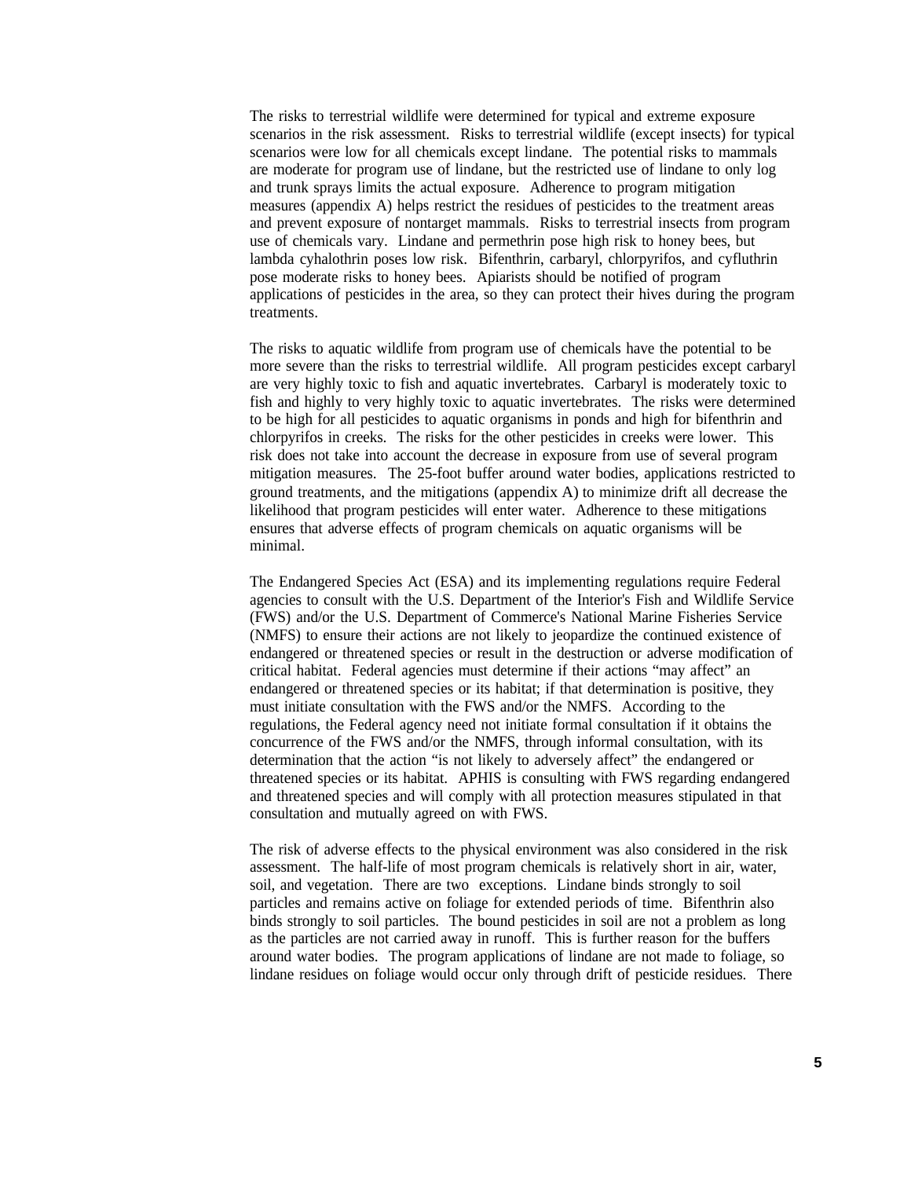The risks to terrestrial wildlife were determined for typical and extreme exposure scenarios in the risk assessment. Risks to terrestrial wildlife (except insects) for typical scenarios were low for all chemicals except lindane. The potential risks to mammals are moderate for program use of lindane, but the restricted use of lindane to only log and trunk sprays limits the actual exposure. Adherence to program mitigation measures (appendix A) helps restrict the residues of pesticides to the treatment areas and prevent exposure of nontarget mammals. Risks to terrestrial insects from program use of chemicals vary. Lindane and permethrin pose high risk to honey bees, but lambda cyhalothrin poses low risk. Bifenthrin, carbaryl, chlorpyrifos, and cyfluthrin pose moderate risks to honey bees. Apiarists should be notified of program applications of pesticides in the area, so they can protect their hives during the program treatments.

The risks to aquatic wildlife from program use of chemicals have the potential to be more severe than the risks to terrestrial wildlife. All program pesticides except carbaryl are very highly toxic to fish and aquatic invertebrates. Carbaryl is moderately toxic to fish and highly to very highly toxic to aquatic invertebrates. The risks were determined to be high for all pesticides to aquatic organisms in ponds and high for bifenthrin and chlorpyrifos in creeks. The risks for the other pesticides in creeks were lower. This risk does not take into account the decrease in exposure from use of several program mitigation measures. The 25-foot buffer around water bodies, applications restricted to ground treatments, and the mitigations (appendix A) to minimize drift all decrease the likelihood that program pesticides will enter water. Adherence to these mitigations ensures that adverse effects of program chemicals on aquatic organisms will be minimal.

The Endangered Species Act (ESA) and its implementing regulations require Federal agencies to consult with the U.S. Department of the Interior's Fish and Wildlife Service (FWS) and/or the U.S. Department of Commerce's National Marine Fisheries Service (NMFS) to ensure their actions are not likely to jeopardize the continued existence of endangered or threatened species or result in the destruction or adverse modification of critical habitat. Federal agencies must determine if their actions "may affect" an endangered or threatened species or its habitat; if that determination is positive, they must initiate consultation with the FWS and/or the NMFS. According to the regulations, the Federal agency need not initiate formal consultation if it obtains the concurrence of the FWS and/or the NMFS, through informal consultation, with its determination that the action "is not likely to adversely affect" the endangered or threatened species or its habitat. APHIS is consulting with FWS regarding endangered and threatened species and will comply with all protection measures stipulated in that consultation and mutually agreed on with FWS.

The risk of adverse effects to the physical environment was also considered in the risk assessment. The half-life of most program chemicals is relatively short in air, water, soil, and vegetation. There are two exceptions. Lindane binds strongly to soil particles and remains active on foliage for extended periods of time. Bifenthrin also binds strongly to soil particles. The bound pesticides in soil are not a problem as long as the particles are not carried away in runoff. This is further reason for the buffers around water bodies. The program applications of lindane are not made to foliage, so lindane residues on foliage would occur only through drift of pesticide residues. There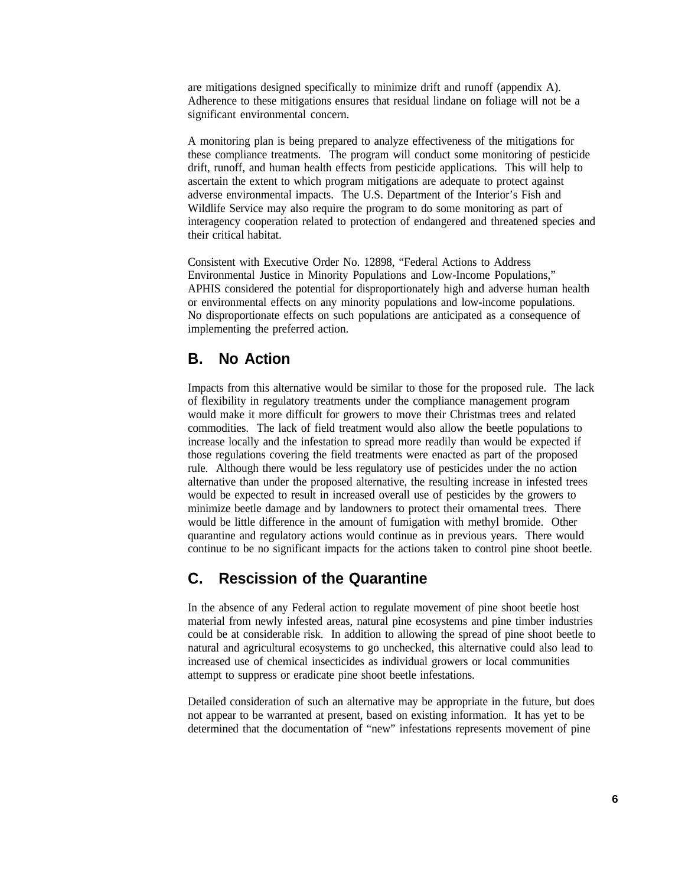are mitigations designed specifically to minimize drift and runoff (appendix A). Adherence to these mitigations ensures that residual lindane on foliage will not be a significant environmental concern.

A monitoring plan is being prepared to analyze effectiveness of the mitigations for these compliance treatments. The program will conduct some monitoring of pesticide drift, runoff, and human health effects from pesticide applications. This will help to ascertain the extent to which program mitigations are adequate to protect against adverse environmental impacts. The U.S. Department of the Interior's Fish and Wildlife Service may also require the program to do some monitoring as part of interagency cooperation related to protection of endangered and threatened species and their critical habitat.

Consistent with Executive Order No. 12898, "Federal Actions to Address Environmental Justice in Minority Populations and Low-Income Populations," APHIS considered the potential for disproportionately high and adverse human health or environmental effects on any minority populations and low-income populations. No disproportionate effects on such populations are anticipated as a consequence of implementing the preferred action.

## B. No Action

Impacts from this alternative would be similar to those for the proposed rule. The lack of flexibility in regulatory treatments under the compliance management program would make it more difficult for growers to move their Christmas trees and related commodities. The lack of field treatment would also allow the beetle populations to increase locally and the infestation to spread more readily than would be expected if those regulations covering the field treatments were enacted as part of the proposed rule. Although there would be less regulatory use of pesticides under the no action alternative than under the proposed alternative, the resulting increase in infested trees would be expected to result in increased overall use of pesticides by the growers to minimize beetle damage and by landowners to protect their ornamental trees. There would be little difference in the amount of fumigation with methyl bromide. Other quarantine and regulatory actions would continue as in previous years. There would continue to be no significant impacts for the actions taken to control pine shoot beetle.

## C. Rescission of the Quarantine

In the absence of any Federal action to regulate movement of pine shoot beetle host material from newly infested areas, natural pine ecosystems and pine timber industries could be at considerable risk. In addition to allowing the spread of pine shoot beetle to natural and agricultural ecosystems to go unchecked, this alternative could also lead to increased use of chemical insecticides as individual growers or local communities attempt to suppress or eradicate pine shoot beetle infestations.

Detailed consideration of such an alternative may be appropriate in the future, but does not appear to be warranted at present, based on existing information. It has yet to be determined that the documentation of "new" infestations represents movement of pine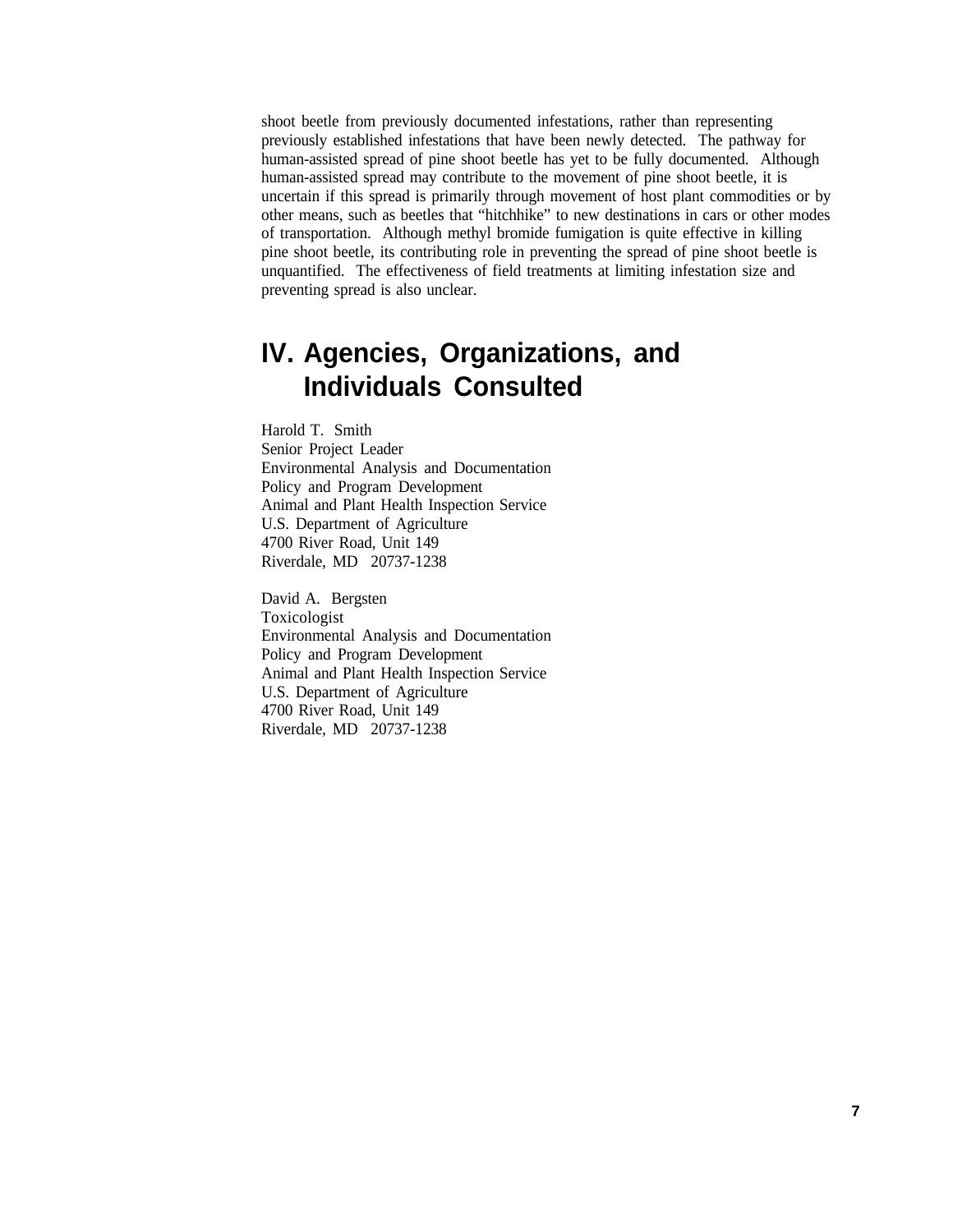shoot beetle from previously documented infestations, rather than representing previously established infestations that have been newly detected. The pathway for human-assisted spread of pine shoot beetle has yet to be fully documented. Although human-assisted spread may contribute to the movement of pine shoot beetle, it is uncertain if this spread is primarily through movement of host plant commodities or by other means, such as beetles that "hitchhike" to new destinations in cars or other modes of transportation. Although methyl bromide fumigation is quite effective in killing pine shoot beetle, its contributing role in preventing the spread of pine shoot beetle is unquantified. The effectiveness of field treatments at limiting infestation size and preventing spread is also unclear.

# IV. Agencies, Organizations, and Individuals Consulted

Harold T. Smith
Senior Project Leader
Environmental Analysis and Documentation
Policy and Program Development
Animal and Plant Health Inspection Service
U.S. Department of Agriculture
4700 River Road, Unit 149
Riverdale, MD 20737-1238

David A. Bergsten
Toxicologist
Environmental Analysis and Documentation
Policy and Program Development
Animal and Plant Health Inspection Service
U.S. Department of Agriculture
4700 River Road, Unit 149
Riverdale, MD 20737-1238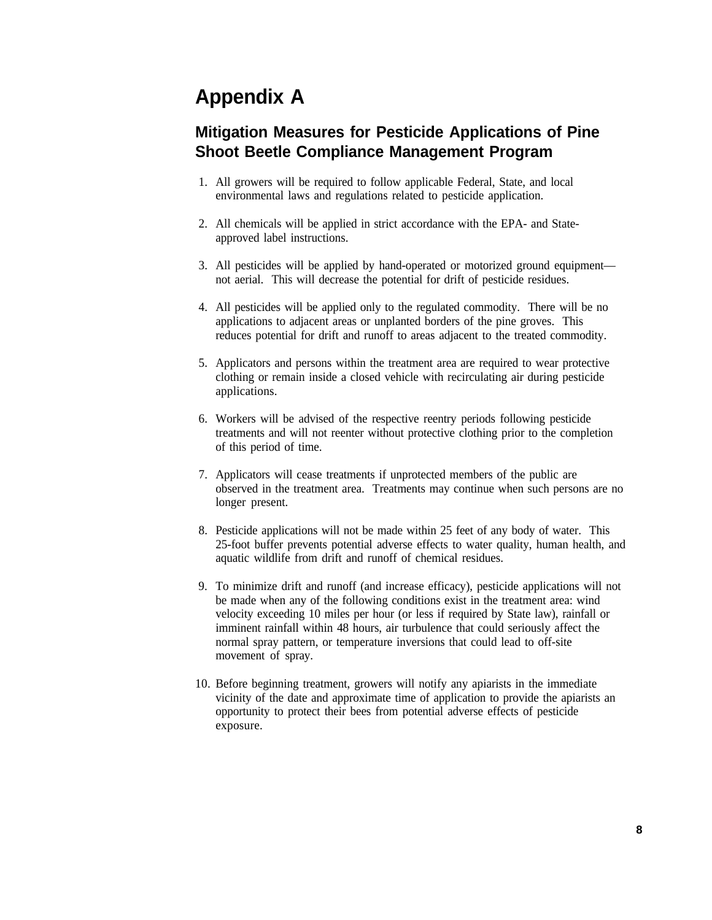# Appendix A

## Mitigation Measures for Pesticide Applications of Pine Shoot Beetle Compliance Management Program

1. All growers will be required to follow applicable Federal, State, and local environmental laws and regulations related to pesticide application.

2. All chemicals will be applied in strict accordance with the EPA- and State-approved label instructions.

3. All pesticides will be applied by hand-operated or motorized ground equipment—not aerial. This will decrease the potential for drift of pesticide residues.

4. All pesticides will be applied only to the regulated commodity. There will be no applications to adjacent areas or unplanted borders of the pine groves. This reduces potential for drift and runoff to areas adjacent to the treated commodity.

5. Applicators and persons within the treatment area are required to wear protective clothing or remain inside a closed vehicle with recirculating air during pesticide applications.

6. Workers will be advised of the respective reentry periods following pesticide treatments and will not reenter without protective clothing prior to the completion of this period of time.

7. Applicators will cease treatments if unprotected members of the public are observed in the treatment area. Treatments may continue when such persons are no longer present.

8. Pesticide applications will not be made within 25 feet of any body of water. This 25-foot buffer prevents potential adverse effects to water quality, human health, and aquatic wildlife from drift and runoff of chemical residues.

9. To minimize drift and runoff (and increase efficacy), pesticide applications will not be made when any of the following conditions exist in the treatment area: wind velocity exceeding 10 miles per hour (or less if required by State law), rainfall or imminent rainfall within 48 hours, air turbulence that could seriously affect the normal spray pattern, or temperature inversions that could lead to off-site movement of spray.

10. Before beginning treatment, growers will notify any apiarists in the immediate vicinity of the date and approximate time of application to provide the apiarists an opportunity to protect their bees from potential adverse effects of pesticide exposure.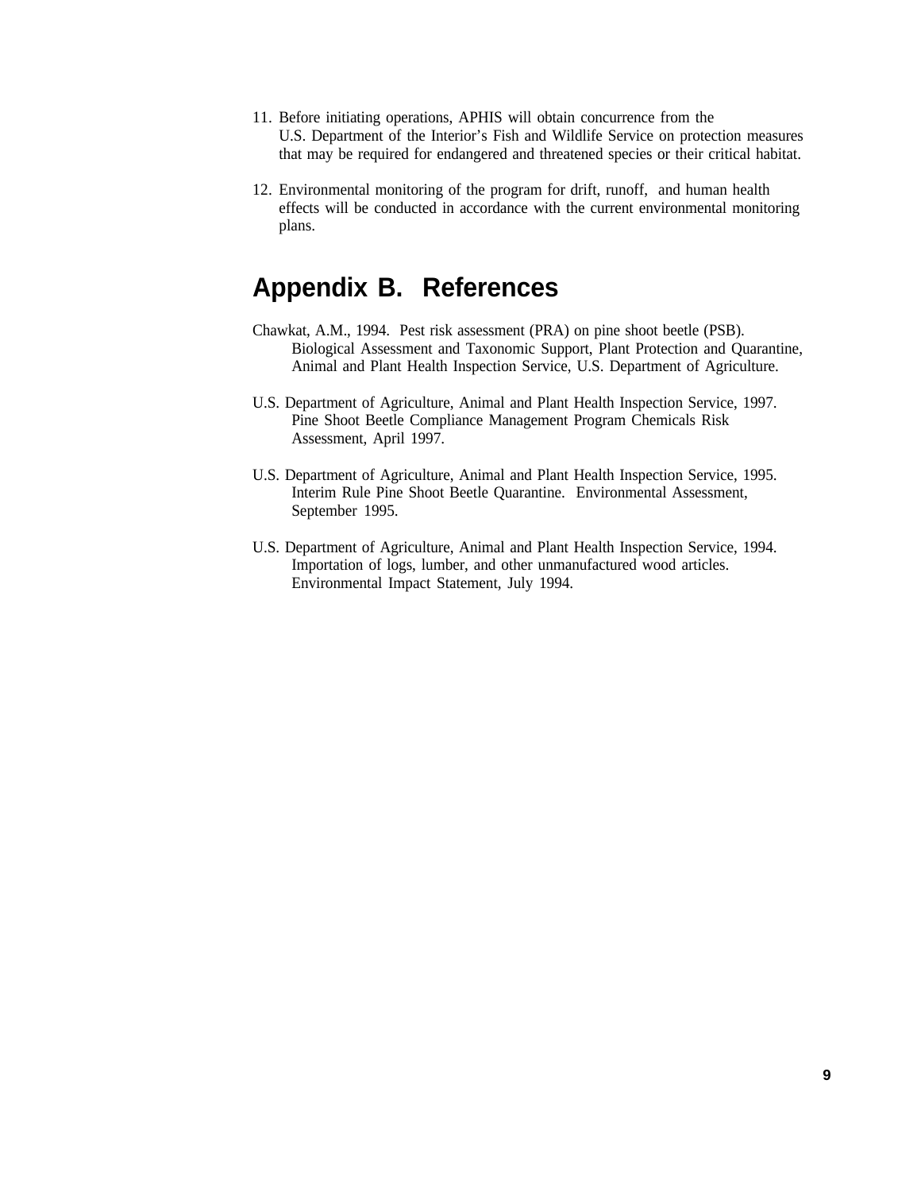11. Before initiating operations, APHIS will obtain concurrence from the U.S. Department of the Interior's Fish and Wildlife Service on protection measures that may be required for endangered and threatened species or their critical habitat.

12. Environmental monitoring of the program for drift, runoff, and human health effects will be conducted in accordance with the current environmental monitoring plans.

# Appendix B. References

Chawkat, A.M., 1994. Pest risk assessment (PRA) on pine shoot beetle (PSB). Biological Assessment and Taxonomic Support, Plant Protection and Quarantine, Animal and Plant Health Inspection Service, U.S. Department of Agriculture.

U.S. Department of Agriculture, Animal and Plant Health Inspection Service, 1997. Pine Shoot Beetle Compliance Management Program Chemicals Risk Assessment, April 1997.

U.S. Department of Agriculture, Animal and Plant Health Inspection Service, 1995. Interim Rule Pine Shoot Beetle Quarantine. Environmental Assessment, September 1995.

U.S. Department of Agriculture, Animal and Plant Health Inspection Service, 1994. Importation of logs, lumber, and other unmanufactured wood articles. Environmental Impact Statement, July 1994.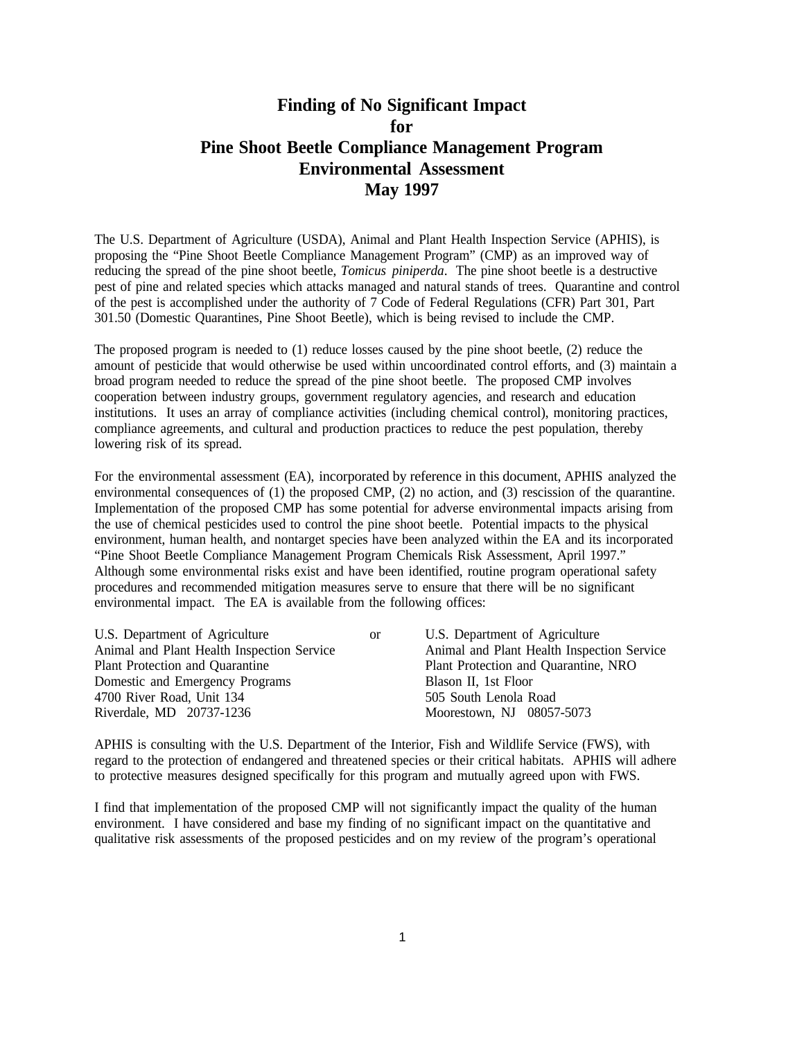# Finding of No Significant Impact for Pine Shoot Beetle Compliance Management Program Environmental Assessment May 1997

The U.S. Department of Agriculture (USDA), Animal and Plant Health Inspection Service (APHIS), is proposing the "Pine Shoot Beetle Compliance Management Program" (CMP) as an improved way of reducing the spread of the pine shoot beetle, *Tomicus piniperda*. The pine shoot beetle is a destructive pest of pine and related species which attacks managed and natural stands of trees. Quarantine and control of the pest is accomplished under the authority of 7 Code of Federal Regulations (CFR) Part 301, Part 301.50 (Domestic Quarantines, Pine Shoot Beetle), which is being revised to include the CMP.

The proposed program is needed to (1) reduce losses caused by the pine shoot beetle, (2) reduce the amount of pesticide that would otherwise be used within uncoordinated control efforts, and (3) maintain a broad program needed to reduce the spread of the pine shoot beetle. The proposed CMP involves cooperation between industry groups, government regulatory agencies, and research and education institutions. It uses an array of compliance activities (including chemical control), monitoring practices, compliance agreements, and cultural and production practices to reduce the pest population, thereby lowering risk of its spread.

For the environmental assessment (EA), incorporated by reference in this document, APHIS analyzed the environmental consequences of (1) the proposed CMP, (2) no action, and (3) rescission of the quarantine. Implementation of the proposed CMP has some potential for adverse environmental impacts arising from the use of chemical pesticides used to control the pine shoot beetle. Potential impacts to the physical environment, human health, and nontarget species have been analyzed within the EA and its incorporated "Pine Shoot Beetle Compliance Management Program Chemicals Risk Assessment, April 1997." Although some environmental risks exist and have been identified, routine program operational safety procedures and recommended mitigation measures serve to ensure that there will be no significant environmental impact. The EA is available from the following offices:

U.S. Department of Agriculture
Animal and Plant Health Inspection Service
Plant Protection and Quarantine
Domestic and Emergency Programs
4700 River Road, Unit 134
Riverdale, MD 20737-1236

or

U.S. Department of Agriculture
Animal and Plant Health Inspection Service
Plant Protection and Quarantine, NRO
Blason II, 1st Floor
505 South Lenola Road
Moorestown, NJ 08057-5073

APHIS is consulting with the U.S. Department of the Interior, Fish and Wildlife Service (FWS), with regard to the protection of endangered and threatened species or their critical habitats. APHIS will adhere to protective measures designed specifically for this program and mutually agreed upon with FWS.

I find that implementation of the proposed CMP will not significantly impact the quality of the human environment. I have considered and base my finding of no significant impact on the quantitative and qualitative risk assessments of the proposed pesticides and on my review of the program's operational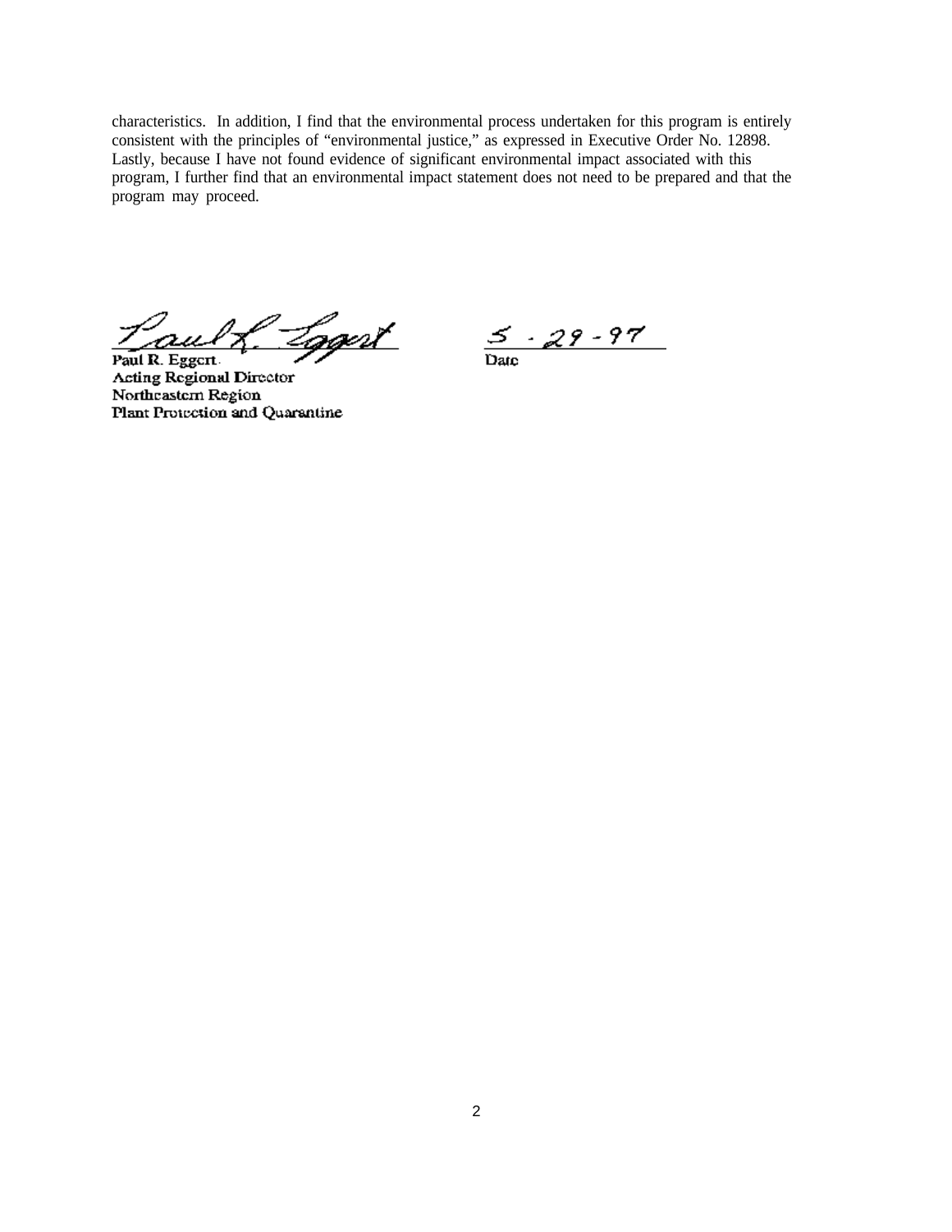characteristics. In addition, I find that the environmental process undertaken for this program is entirely consistent with the principles of "environmental justice," as expressed in Executive Order No. 12898. Lastly, because I have not found evidence of significant environmental impact associated with this program, I further find that an environmental impact statement does not need to be prepared and that the program may proceed.

Paul R. Eggert
Acting Regional Director
Northeastern Region
Plant Protection and Quarantine

5 - 29 - 97
Date